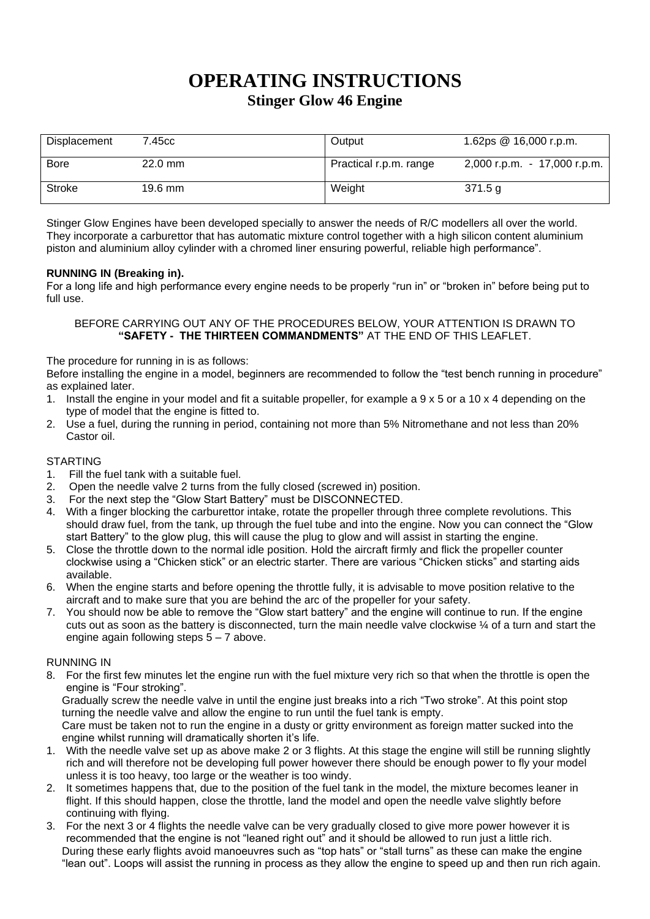# OPERATING INSTRUCTIONS

## Stinger Glow 46 Engine

| Displacement | 7.45cc | Output | 1.62ps @ 16,000 r.p.m. |
|---|---|---|---|
| Bore | 22.0 mm | Practical r.p.m. range | 2,000 r.p.m. - 17,000 r.p.m. |
| Stroke | 19.6 mm | Weight | 371.5 g |

Stinger Glow Engines have been developed specially to answer the needs of R/C modellers all over the world. They incorporate a carburettor that has automatic mixture control together with a high silicon content aluminium piston and aluminium alloy cylinder with a chromed liner ensuring powerful, reliable high performance".

**RUNNING IN (Breaking in).**

For a long life and high performance every engine needs to be properly "run in" or "broken in" before being put to full use.

BEFORE CARRYING OUT ANY OF THE PROCEDURES BELOW, YOUR ATTENTION IS DRAWN TO **"SAFETY - THE THIRTEEN COMMANDMENTS"** AT THE END OF THIS LEAFLET.

The procedure for running in is as follows:

Before installing the engine in a model, beginners are recommended to follow the "test bench running in procedure" as explained later.

1. Install the engine in your model and fit a suitable propeller, for example a 9 x 5 or a 10 x 4 depending on the type of model that the engine is fitted to.
2. Use a fuel, during the running in period, containing not more than 5% Nitromethane and not less than 20% Castor oil.

STARTING

1. Fill the fuel tank with a suitable fuel.
2. Open the needle valve 2 turns from the fully closed (screwed in) position.
3. For the next step the "Glow Start Battery" must be DISCONNECTED.
4. With a finger blocking the carburettor intake, rotate the propeller through three complete revolutions. This should draw fuel, from the tank, up through the fuel tube and into the engine. Now you can connect the "Glow start Battery" to the glow plug, this will cause the plug to glow and will assist in starting the engine.
5. Close the throttle down to the normal idle position. Hold the aircraft firmly and flick the propeller counter clockwise using a "Chicken stick" or an electric starter. There are various "Chicken sticks" and starting aids available.
6. When the engine starts and before opening the throttle fully, it is advisable to move position relative to the aircraft and to make sure that you are behind the arc of the propeller for your safety.
7. You should now be able to remove the "Glow start battery" and the engine will continue to run. If the engine cuts out as soon as the battery is disconnected, turn the main needle valve clockwise ¼ of a turn and start the engine again following steps 5 – 7 above.

RUNNING IN

8. For the first few minutes let the engine run with the fuel mixture very rich so that when the throttle is open the engine is "Four stroking".
   Gradually screw the needle valve in until the engine just breaks into a rich "Two stroke". At this point stop turning the needle valve and allow the engine to run until the fuel tank is empty.
   Care must be taken not to run the engine in a dusty or gritty environment as foreign matter sucked into the engine whilst running will dramatically shorten it's life.

1. With the needle valve set up as above make 2 or 3 flights. At this stage the engine will still be running slightly rich and will therefore not be developing full power however there should be enough power to fly your model unless it is too heavy, too large or the weather is too windy.
2. It sometimes happens that, due to the position of the fuel tank in the model, the mixture becomes leaner in flight. If this should happen, close the throttle, land the model and open the needle valve slightly before continuing with flying.
3. For the next 3 or 4 flights the needle valve can be very gradually closed to give more power however it is recommended that the engine is not "leaned right out" and it should be allowed to run just a little rich.
   During these early flights avoid manoeuvres such as "top hats" or "stall turns" as these can make the engine "lean out". Loops will assist the running in process as they allow the engine to speed up and then run rich again.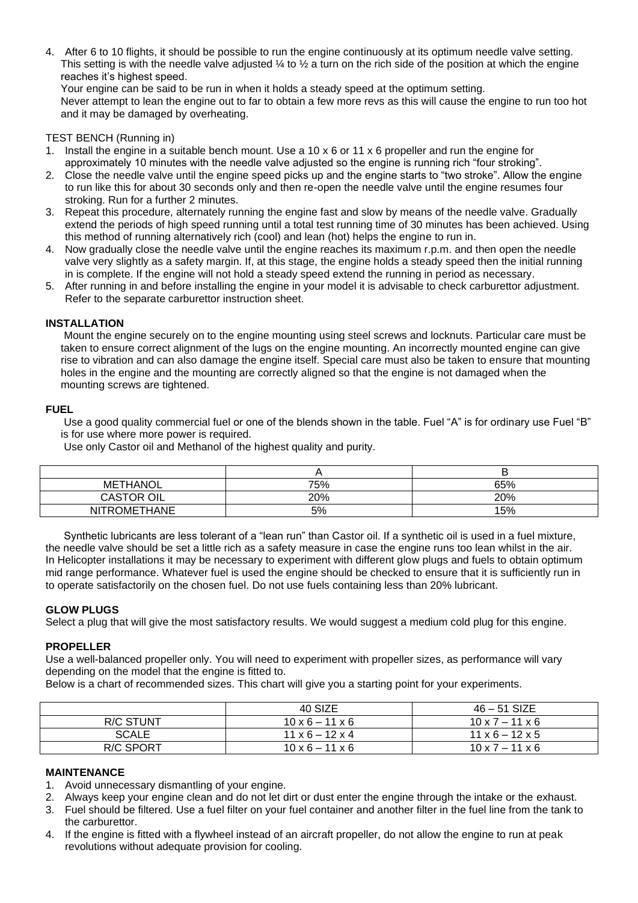4. After 6 to 10 flights, it should be possible to run the engine continuously at its optimum needle valve setting. This setting is with the needle valve adjusted ¼ to ½ a turn on the rich side of the position at which the engine reaches it's highest speed.
   Your engine can be said to be run in when it holds a steady speed at the optimum setting.
   Never attempt to lean the engine out to far to obtain a few more revs as this will cause the engine to run too hot and it may be damaged by overheating.

TEST BENCH (Running in)

1. Install the engine in a suitable bench mount. Use a 10 x 6 or 11 x 6 propeller and run the engine for approximately 10 minutes with the needle valve adjusted so the engine is running rich "four stroking".
2. Close the needle valve until the engine speed picks up and the engine starts to "two stroke". Allow the engine to run like this for about 30 seconds only and then re-open the needle valve until the engine resumes four stroking. Run for a further 2 minutes.
3. Repeat this procedure, alternately running the engine fast and slow by means of the needle valve. Gradually extend the periods of high speed running until a total test running time of 30 minutes has been achieved. Using this method of running alternatively rich (cool) and lean (hot) helps the engine to run in.
4. Now gradually close the needle valve until the engine reaches its maximum r.p.m. and then open the needle valve very slightly as a safety margin. If, at this stage, the engine holds a steady speed then the initial running in is complete. If the engine will not hold a steady speed extend the running in period as necessary.
5. After running in and before installing the engine in your model it is advisable to check carburettor adjustment. Refer to the separate carburettor instruction sheet.

**INSTALLATION**

Mount the engine securely on to the engine mounting using steel screws and locknuts. Particular care must be taken to ensure correct alignment of the lugs on the engine mounting. An incorrectly mounted engine can give rise to vibration and can also damage the engine itself. Special care must also be taken to ensure that mounting holes in the engine and the mounting are correctly aligned so that the engine is not damaged when the mounting screws are tightened.

**FUEL**

Use a good quality commercial fuel or one of the blends shown in the table. Fuel "A" is for ordinary use Fuel "B" is for use where more power is required.

Use only Castor oil and Methanol of the highest quality and purity.

| | A | B |
|---|---|---|
| METHANOL | 75% | 65% |
| CASTOR OIL | 20% | 20% |
| NITROMETHANE | 5% | 15% |

Synthetic lubricants are less tolerant of a "lean run" than Castor oil. If a synthetic oil is used in a fuel mixture, the needle valve should be set a little rich as a safety measure in case the engine runs too lean whilst in the air. In Helicopter installations it may be necessary to experiment with different glow plugs and fuels to obtain optimum mid range performance. Whatever fuel is used the engine should be checked to ensure that it is sufficiently run in to operate satisfactorily on the chosen fuel. Do not use fuels containing less than 20% lubricant.

**GLOW PLUGS**

Select a plug that will give the most satisfactory results. We would suggest a medium cold plug for this engine.

**PROPELLER**

Use a well-balanced propeller only. You will need to experiment with propeller sizes, as performance will vary depending on the model that the engine is fitted to.

Below is a chart of recommended sizes. This chart will give you a starting point for your experiments.

| | 40 SIZE | 46 – 51 SIZE |
|---|---|---|
| R/C STUNT | 10 x 6 – 11 x 6 | 10 x 7 – 11 x 6 |
| SCALE | 11 x 6 – 12 x 4 | 11 x 6 – 12 x 5 |
| R/C SPORT | 10 x 6 – 11 x 6 | 10 x 7 – 11 x 6 |

**MAINTENANCE**

1. Avoid unnecessary dismantling of your engine.
2. Always keep your engine clean and do not let dirt or dust enter the engine through the intake or the exhaust.
3. Fuel should be filtered. Use a fuel filter on your fuel container and another filter in the fuel line from the tank to the carburettor.
4. If the engine is fitted with a flywheel instead of an aircraft propeller, do not allow the engine to run at peak revolutions without adequate provision for cooling.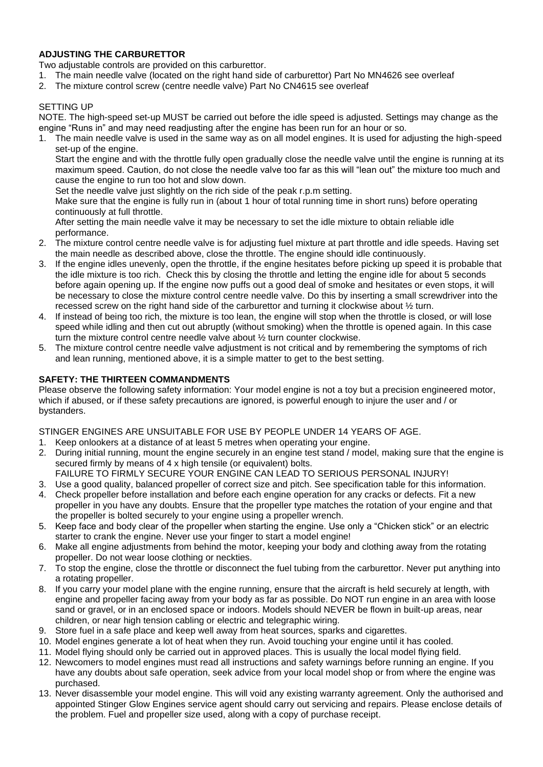**ADJUSTING THE CARBURETTOR**

Two adjustable controls are provided on this carburettor.

1. The main needle valve (located on the right hand side of carburettor) Part No MN4626 see overleaf
2. The mixture control screw (centre needle valve) Part No CN4615 see overleaf

SETTING UP

NOTE. The high-speed set-up MUST be carried out before the idle speed is adjusted. Settings may change as the engine "Runs in" and may need readjusting after the engine has been run for an hour or so.

1. The main needle valve is used in the same way as on all model engines. It is used for adjusting the high-speed set-up of the engine.
   Start the engine and with the throttle fully open gradually close the needle valve until the engine is running at its maximum speed. Caution, do not close the needle valve too far as this will "lean out" the mixture too much and cause the engine to run too hot and slow down.
   Set the needle valve just slightly on the rich side of the peak r.p.m setting.
   Make sure that the engine is fully run in (about 1 hour of total running time in short runs) before operating continuously at full throttle.
   After setting the main needle valve it may be necessary to set the idle mixture to obtain reliable idle performance.
2. The mixture control centre needle valve is for adjusting fuel mixture at part throttle and idle speeds. Having set the main needle as described above, close the throttle. The engine should idle continuously.
3. If the engine idles unevenly, open the throttle, if the engine hesitates before picking up speed it is probable that the idle mixture is too rich. Check this by closing the throttle and letting the engine idle for about 5 seconds before again opening up. If the engine now puffs out a good deal of smoke and hesitates or even stops, it will be necessary to close the mixture control centre needle valve. Do this by inserting a small screwdriver into the recessed screw on the right hand side of the carburettor and turning it clockwise about ½ turn.
4. If instead of being too rich, the mixture is too lean, the engine will stop when the throttle is closed, or will lose speed while idling and then cut out abruptly (without smoking) when the throttle is opened again. In this case turn the mixture control centre needle valve about ½ turn counter clockwise.
5. The mixture control centre needle valve adjustment is not critical and by remembering the symptoms of rich and lean running, mentioned above, it is a simple matter to get to the best setting.

**SAFETY: THE THIRTEEN COMMANDMENTS**

Please observe the following safety information: Your model engine is not a toy but a precision engineered motor, which if abused, or if these safety precautions are ignored, is powerful enough to injure the user and / or bystanders.

STINGER ENGINES ARE UNSUITABLE FOR USE BY PEOPLE UNDER 14 YEARS OF AGE.

1. Keep onlookers at a distance of at least 5 metres when operating your engine.
2. During initial running, mount the engine securely in an engine test stand / model, making sure that the engine is secured firmly by means of 4 x high tensile (or equivalent) bolts.
   FAILURE TO FIRMLY SECURE YOUR ENGINE CAN LEAD TO SERIOUS PERSONAL INJURY!
3. Use a good quality, balanced propeller of correct size and pitch. See specification table for this information.
4. Check propeller before installation and before each engine operation for any cracks or defects. Fit a new propeller in you have any doubts. Ensure that the propeller type matches the rotation of your engine and that the propeller is bolted securely to your engine using a propeller wrench.
5. Keep face and body clear of the propeller when starting the engine. Use only a "Chicken stick" or an electric starter to crank the engine. Never use your finger to start a model engine!
6. Make all engine adjustments from behind the motor, keeping your body and clothing away from the rotating propeller. Do not wear loose clothing or neckties.
7. To stop the engine, close the throttle or disconnect the fuel tubing from the carburettor. Never put anything into a rotating propeller.
8. If you carry your model plane with the engine running, ensure that the aircraft is held securely at length, with engine and propeller facing away from your body as far as possible. Do NOT run engine in an area with loose sand or gravel, or in an enclosed space or indoors. Models should NEVER be flown in built-up areas, near children, or near high tension cabling or electric and telegraphic wiring.
9. Store fuel in a safe place and keep well away from heat sources, sparks and cigarettes.
10. Model engines generate a lot of heat when they run. Avoid touching your engine until it has cooled.
11. Model flying should only be carried out in approved places. This is usually the local model flying field.
12. Newcomers to model engines must read all instructions and safety warnings before running an engine. If you have any doubts about safe operation, seek advice from your local model shop or from where the engine was purchased.
13. Never disassemble your model engine. This will void any existing warranty agreement. Only the authorised and appointed Stinger Glow Engines service agent should carry out servicing and repairs. Please enclose details of the problem. Fuel and propeller size used, along with a copy of purchase receipt.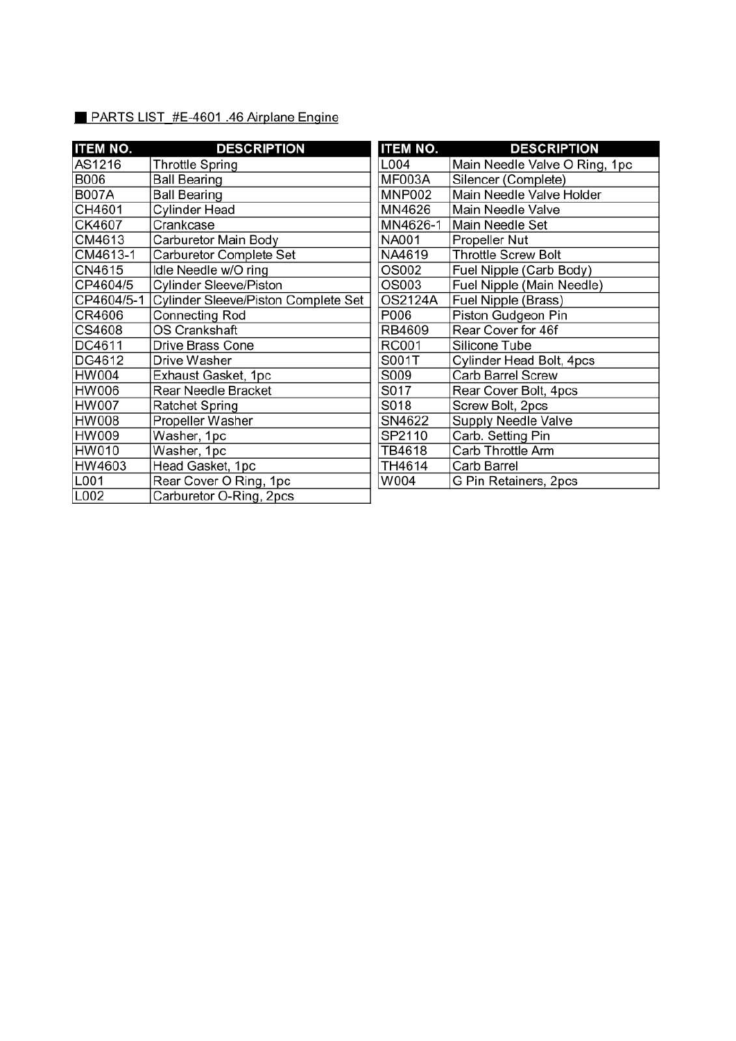## PARTS LIST_#E-4601 .46 Airplane Engine

| ITEM NO. | DESCRIPTION |
|---|---|
| AS1216 | Throttle Spring |
| B006 | Ball Bearing |
| B007A | Ball Bearing |
| CH4601 | Cylinder Head |
| CK4607 | Crankcase |
| CM4613 | Carburetor Main Body |
| CM4613-1 | Carburetor Complete Set |
| CN4615 | Idle Needle w/O ring |
| CP4604/5 | Cylinder Sleeve/Piston |
| CP4604/5-1 | Cylinder Sleeve/Piston Complete Set |
| CR4606 | Connecting Rod |
| CS4608 | OS Crankshaft |
| DC4611 | Drive Brass Cone |
| DG4612 | Drive Washer |
| HW004 | Exhaust Gasket, 1pc |
| HW006 | Rear Needle Bracket |
| HW007 | Ratchet Spring |
| HW008 | Propeller Washer |
| HW009 | Washer, 1pc |
| HW010 | Washer, 1pc |
| HW4603 | Head Gasket, 1pc |
| L001 | Rear Cover O Ring, 1pc |
| L002 | Carburetor O-Ring, 2pcs |

| ITEM NO. | DESCRIPTION |
|---|---|
| L004 | Main Needle Valve O Ring, 1pc |
| MF003A | Silencer (Complete) |
| MNP002 | Main Needle Valve Holder |
| MN4626 | Main Needle Valve |
| MN4626-1 | Main Needle Set |
| NA001 | Propeller Nut |
| NA4619 | Throttle Screw Bolt |
| OS002 | Fuel Nipple (Carb Body) |
| OS003 | Fuel Nipple (Main Needle) |
| OS2124A | Fuel Nipple (Brass) |
| P006 | Piston Gudgeon Pin |
| RB4609 | Rear Cover for 46f |
| RC001 | Silicone Tube |
| S001T | Cylinder Head Bolt, 4pcs |
| S009 | Carb Barrel Screw |
| S017 | Rear Cover Bolt, 4pcs |
| S018 | Screw Bolt, 2pcs |
| SN4622 | Supply Needle Valve |
| SP2110 | Carb. Setting Pin |
| TB4618 | Carb Throttle Arm |
| TH4614 | Carb Barrel |
| W004 | G Pin Retainers, 2pcs |